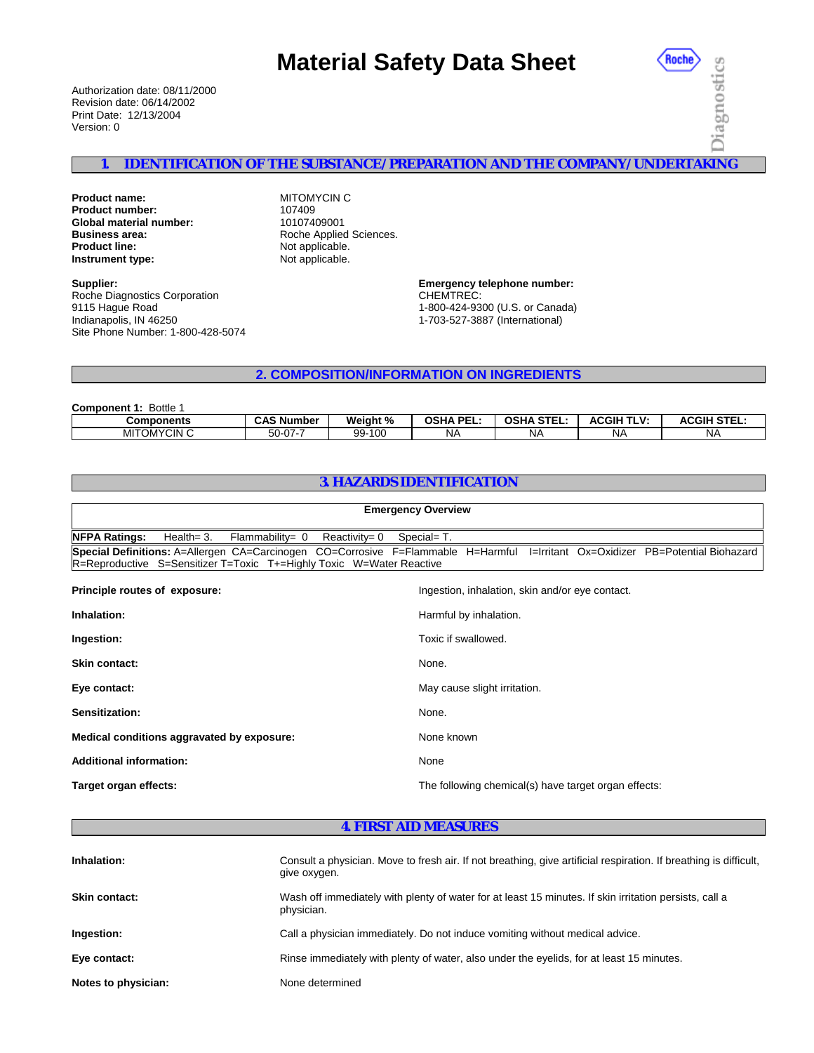# Material Safety Data Sheet

Authorization date: 08/11/2000
Revision date: 06/14/2002
Print Date: 12/13/2004
Version: 0

## 1. IDENTIFICATION OF THE SUBSTANCE/PREPARATION AND THE COMPANY/UNDERTAKING

**Product name:** MITOMYCIN C
**Product number:** 107409
**Global material number:** 10107409001
**Business area:** Roche Applied Sciences.
**Product line:** Not applicable.
**Instrument type:** Not applicable.

**Supplier:**
Roche Diagnostics Corporation
9115 Hague Road
Indianapolis, IN 46250
Site Phone Number: 1-800-428-5074

**Emergency telephone number:**
CHEMTREC:
1-800-424-9300 (U.S. or Canada)
1-703-527-3887 (International)

## 2. COMPOSITION/INFORMATION ON INGREDIENTS

**Component 1:** Bottle 1

| Components | CAS Number | Weight % | OSHA PEL: | OSHA STEL: | ACGIH TLV: | ACGIH STEL: |
|---|---|---|---|---|---|---|
| MITOMYCIN C | 50-07-7 | 99-100 | NA | NA | NA | NA |

## 3. HAZARDS IDENTIFICATION

**Emergency Overview**

**NFPA Ratings:** Health= 3. Flammability= 0 Reactivity= 0 Special= T.

**Special Definitions:** A=Allergen CA=Carcinogen CO=Corrosive F=Flammable H=Harmful I=Irritant Ox=Oxidizer PB=Potential Biohazard R=Reproductive S=Sensitizer T=Toxic T+=Highly Toxic W=Water Reactive

**Principle routes of exposure:** Ingestion, inhalation, skin and/or eye contact.

**Inhalation:** Harmful by inhalation.

**Ingestion:** Toxic if swallowed.

**Skin contact:** None.

**Eye contact:** May cause slight irritation.

**Sensitization:** None.

**Medical conditions aggravated by exposure:** None known

**Additional information:** None

**Target organ effects:** The following chemical(s) have target organ effects:

## 4. FIRST AID MEASURES

**Inhalation:** Consult a physician. Move to fresh air. If not breathing, give artificial respiration. If breathing is difficult, give oxygen.

**Skin contact:** Wash off immediately with plenty of water for at least 15 minutes. If skin irritation persists, call a physician.

**Ingestion:** Call a physician immediately. Do not induce vomiting without medical advice.

**Eye contact:** Rinse immediately with plenty of water, also under the eyelids, for at least 15 minutes.

**Notes to physician:** None determined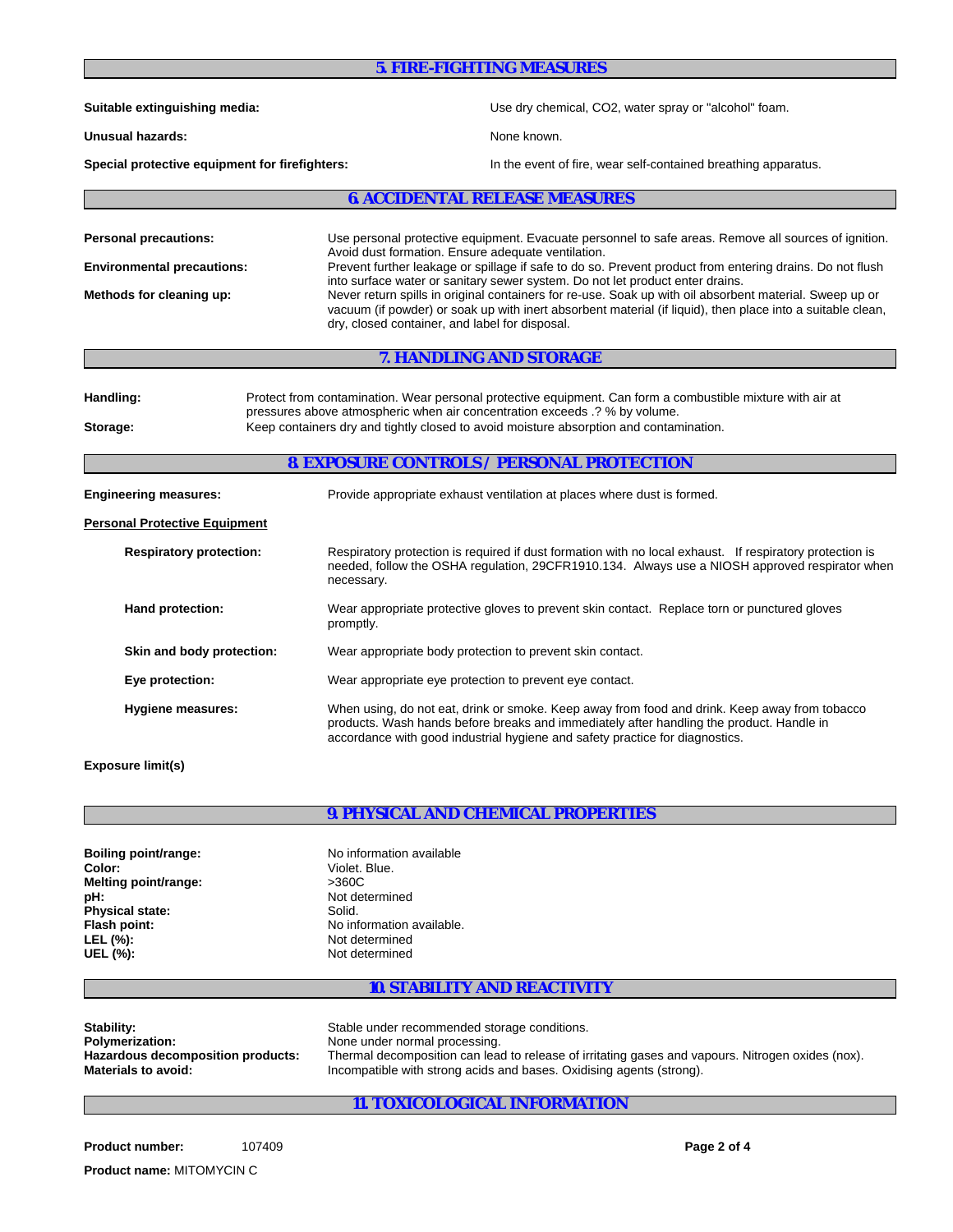## 5. FIRE-FIGHTING MEASURES

**Suitable extinguishing media:** Use dry chemical, $CO_2$, water spray or "alcohol" foam.

**Unusual hazards:** None known.

**Special protective equipment for firefighters:** In the event of fire, wear self-contained breathing apparatus.

## 6. ACCIDENTAL RELEASE MEASURES

**Personal precautions:** Use personal protective equipment. Evacuate personnel to safe areas. Remove all sources of ignition. Avoid dust formation. Ensure adequate ventilation.

**Environmental precautions:** Prevent further leakage or spillage if safe to do so. Prevent product from entering drains. Do not flush into surface water or sanitary sewer system. Do not let product enter drains.

**Methods for cleaning up:** Never return spills in original containers for re-use. Soak up with oil absorbent material. Sweep up or vacuum (if powder) or soak up with inert absorbent material (if liquid), then place into a suitable clean, dry, closed container, and label for disposal.

## 7. HANDLING AND STORAGE

**Handling:** Protect from contamination. Wear personal protective equipment. Can form a combustible mixture with air at pressures above atmospheric when air concentration exceeds .? % by volume.

**Storage:** Keep containers dry and tightly closed to avoid moisture absorption and contamination.

## 8. EXPOSURE CONTROLS / PERSONAL PROTECTION

**Engineering measures:** Provide appropriate exhaust ventilation at places where dust is formed.

**Personal Protective Equipment**

**Respiratory protection:** Respiratory protection is required if dust formation with no local exhaust. If respiratory protection is needed, follow the OSHA regulation, 29CFR1910.134. Always use a NIOSH approved respirator when necessary.

**Hand protection:** Wear appropriate protective gloves to prevent skin contact. Replace torn or punctured gloves promptly.

**Skin and body protection:** Wear appropriate body protection to prevent skin contact.

**Eye protection:** Wear appropriate eye protection to prevent eye contact.

**Hygiene measures:** When using, do not eat, drink or smoke. Keep away from food and drink. Keep away from tobacco products. Wash hands before breaks and immediately after handling the product. Handle in accordance with good industrial hygiene and safety practice for diagnostics.

**Exposure limit(s)**

## 9. PHYSICAL AND CHEMICAL PROPERTIES

**Boiling point/range:** No information available
**Color:** Violet. Blue.
**Melting point/range:** >360C
**pH:** Not determined
**Physical state:** Solid.
**Flash point:** No information available.
**LEL (%):** Not determined
**UEL (%):** Not determined

## 10. STABILITY AND REACTIVITY

**Stability:** Stable under recommended storage conditions.
**Polymerization:** None under normal processing.
**Hazardous decomposition products:** Thermal decomposition can lead to release of irritating gases and vapours. Nitrogen oxides (nox).
**Materials to avoid:** Incompatible with strong acids and bases. Oxidising agents (strong).

## 11. TOXICOLOGICAL INFORMATION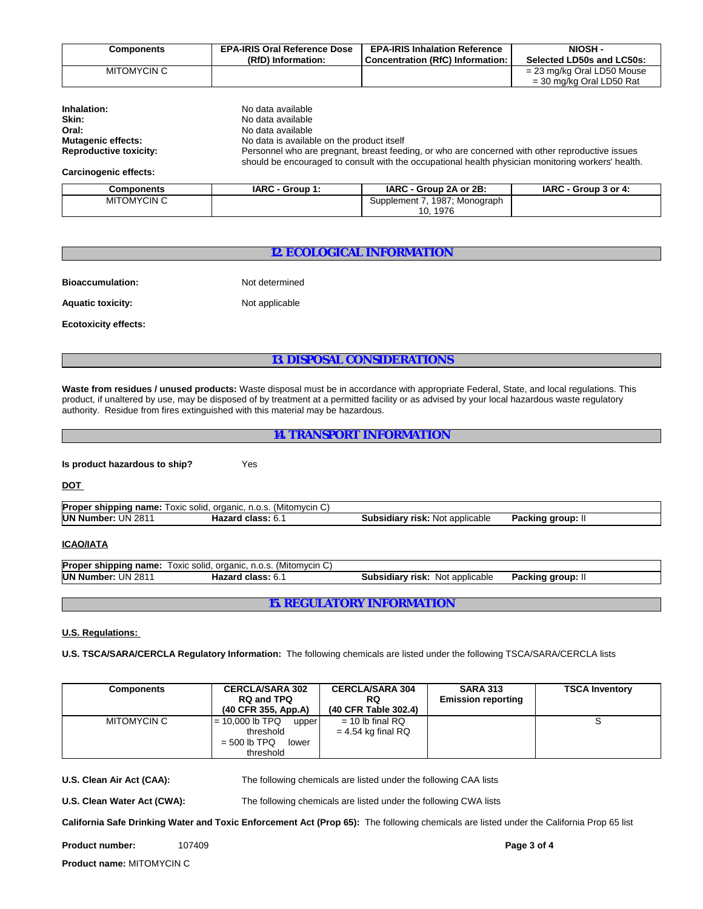| Components | EPA-IRIS Oral Reference Dose (RfD) Information: | EPA-IRIS Inhalation Reference Concentration (RfC) Information: | NIOSH - Selected LD50s and LC50s: |
|---|---|---|---|
| MITOMYCIN C | | | = 23 mg/kg Oral LD50 Mouse<br>= 30 mg/kg Oral LD50 Rat |

**Inhalation:** No data available

**Skin:** No data available

**Oral:** No data available

**Mutagenic effects:** No data is available on the product itself

**Reproductive toxicity:** Personnel who are pregnant, breast feeding, or who are concerned with other reproductive issues should be encouraged to consult with the occupational health physician monitoring workers' health.

**Carcinogenic effects:**

| Components | IARC - Group 1: | IARC - Group 2A or 2B: | IARC - Group 3 or 4: |
|---|---|---|---|
| MITOMYCIN C | | Supplement 7, 1987; Monograph 10, 1976 | |

## 12. ECOLOGICAL INFORMATION

**Bioaccumulation:** Not determined

**Aquatic toxicity:** Not applicable

**Ecotoxicity effects:**

## 13. DISPOSAL CONSIDERATIONS

**Waste from residues / unused products:** Waste disposal must be in accordance with appropriate Federal, State, and local regulations. This product, if unaltered by use, may be disposed of by treatment at a permitted facility or as advised by your local hazardous waste regulatory authority. Residue from fires extinguished with this material may be hazardous.

## 14. TRANSPORT INFORMATION

**Is product hazardous to ship?** Yes

**DOT**

**Proper shipping name:** Toxic solid, organic, n.o.s. (Mitomycin C)

| **UN Number:** UN 2811 | **Hazard class:** 6.1 | **Subsidiary risk:** Not applicable | **Packing group:** II |
|---|---|---|---|

**ICAO/IATA**

**Proper shipping name:** Toxic solid, organic, n.o.s. (Mitomycin C)

| **UN Number:** UN 2811 | **Hazard class:** 6.1 | **Subsidiary risk:** Not applicable | **Packing group:** II |
|---|---|---|---|

## 15. REGULATORY INFORMATION

**U.S. Regulations:**

**U.S. TSCA/SARA/CERCLA Regulatory Information:** The following chemicals are listed under the following TSCA/SARA/CERCLA lists

| Components | CERCLA/SARA 302 RQ and TPQ (40 CFR 355, App.A) | CERCLA/SARA 304 RQ (40 CFR Table 302.4) | SARA 313 Emission reporting | TSCA Inventory |
|---|---|---|---|---|
| MITOMYCIN C | = 10,000 lb TPQ upper threshold<br>= 500 lb TPQ lower threshold | = 10 lb final RQ<br>= 4.54 kg final RQ | | S |

**U.S. Clean Air Act (CAA):** The following chemicals are listed under the following CAA lists

**U.S. Clean Water Act (CWA):** The following chemicals are listed under the following CWA lists

**California Safe Drinking Water and Toxic Enforcement Act (Prop 65):** The following chemicals are listed under the California Prop 65 list

**Product number:** 107409

**Product name:** MITOMYCIN C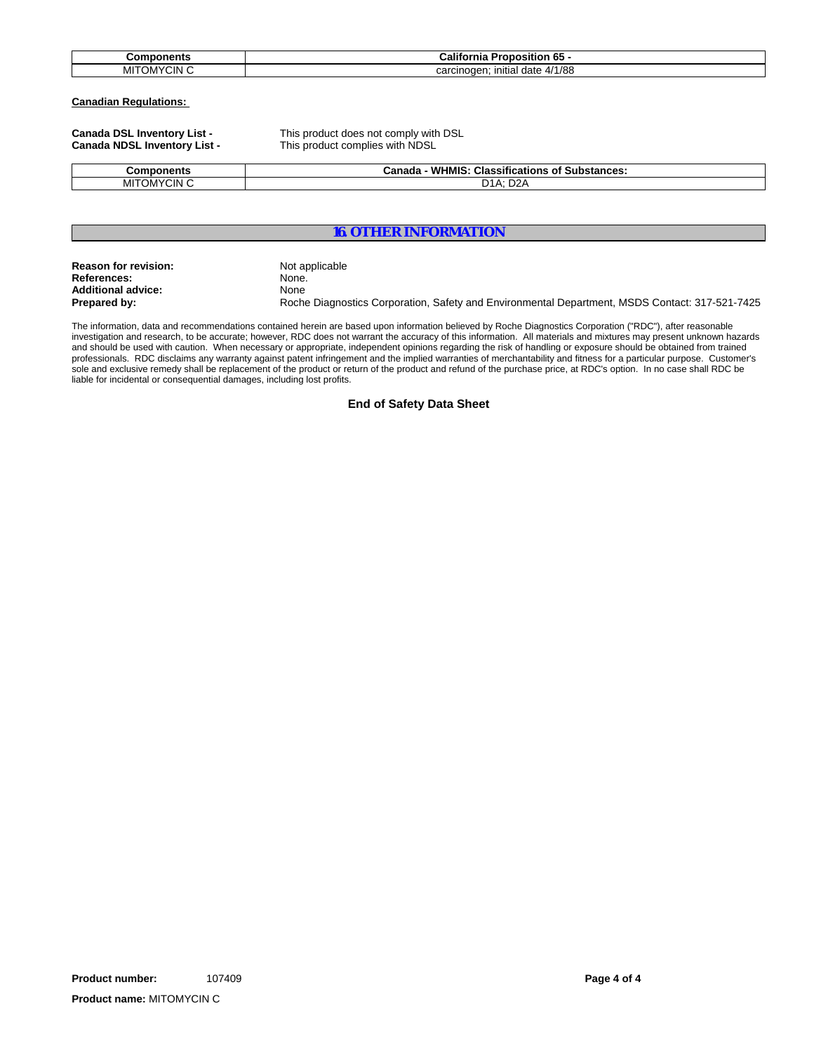| Components | California Proposition 65 - |
| --- | --- |
| MITOMYCIN C | carcinogen; initial date 4/1/88 |

**Canadian Regulations:**

**Canada DSL Inventory List -** This product does not comply with DSL
**Canada NDSL Inventory List -** This product complies with NDSL

| Components | Canada - WHMIS: Classifications of Substances: |
| --- | --- |
| MITOMYCIN C | D1A; D2A |

## 16. OTHER INFORMATION

**Reason for revision:** Not applicable
**References:** None.
**Additional advice:** None
**Prepared by:** Roche Diagnostics Corporation, Safety and Environmental Department, MSDS Contact: 317-521-7425

The information, data and recommendations contained herein are based upon information believed by Roche Diagnostics Corporation ("RDC"), after reasonable investigation and research, to be accurate; however, RDC does not warrant the accuracy of this information. All materials and mixtures may present unknown hazards and should be used with caution. When necessary or appropriate, independent opinions regarding the risk of handling or exposure should be obtained from trained professionals. RDC disclaims any warranty against patent infringement and the implied warranties of merchantability and fitness for a particular purpose. Customer's sole and exclusive remedy shall be replacement of the product or return of the product and refund of the purchase price, at RDC's option. In no case shall RDC be liable for incidental or consequential damages, including lost profits.

**End of Safety Data Sheet**

**Product number:** 107409

**Product name:** MITOMYCIN C